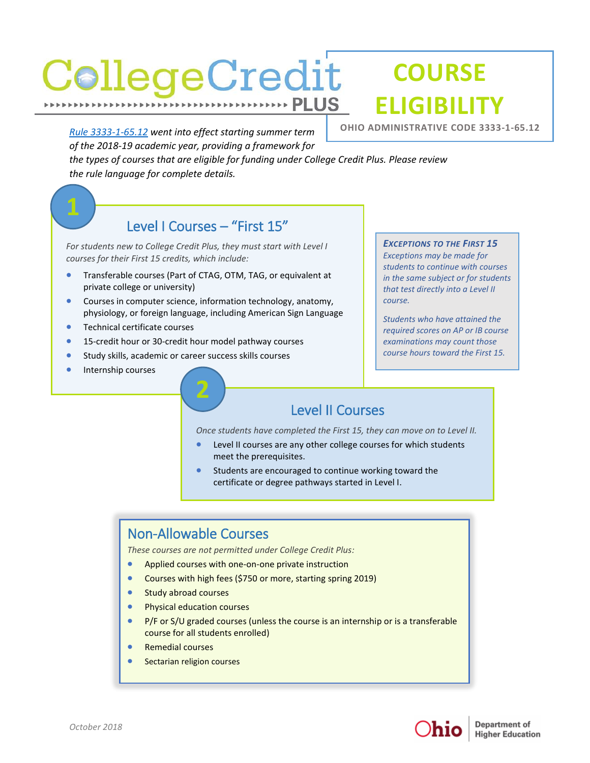# College Credit PLUS

# COURSE ELIGIBILITY

**OHIO ADMINISTRATIVE CODE 3333-1-65.12**

*[Rule 3333-1-65.12] went into effect starting summer term of the 2018-19 academic year, providing a framework for the types of courses that are eligible for funding under College Credit Plus. Please review the rule language for complete details.*

## 1 Level I Courses – "First 15"

*For students new to College Credit Plus, they must start with Level I courses for their First 15 credits, which include:*

- Transferable courses (Part of CTAG, OTM, TAG, or equivalent at private college or university)
- Courses in computer science, information technology, anatomy, physiology, or foreign language, including American Sign Language
- Technical certificate courses
- 15-credit hour or 30-credit hour model pathway courses
- Study skills, academic or career success skills courses
- Internship courses

### *Exceptions to the First 15*

*Exceptions may be made for students to continue with courses in the same subject or for students that test directly into a Level II course.*

*Students who have attained the required scores on AP or IB course examinations may count those course hours toward the First 15.*

## 2 Level II Courses

*Once students have completed the First 15, they can move on to Level II.*

- Level II courses are any other college courses for which students meet the prerequisites.
- Students are encouraged to continue working toward the certificate or degree pathways started in Level I.

## Non-Allowable Courses

*These courses are not permitted under College Credit Plus:*

- Applied courses with one-on-one private instruction
- Courses with high fees ($750 or more, starting spring 2019)
- Study abroad courses
- Physical education courses
- P/F or S/U graded courses (unless the course is an internship or is a transferable course for all students enrolled)
- Remedial courses
- Sectarian religion courses

*October 2018*

Ohio Department of Higher Education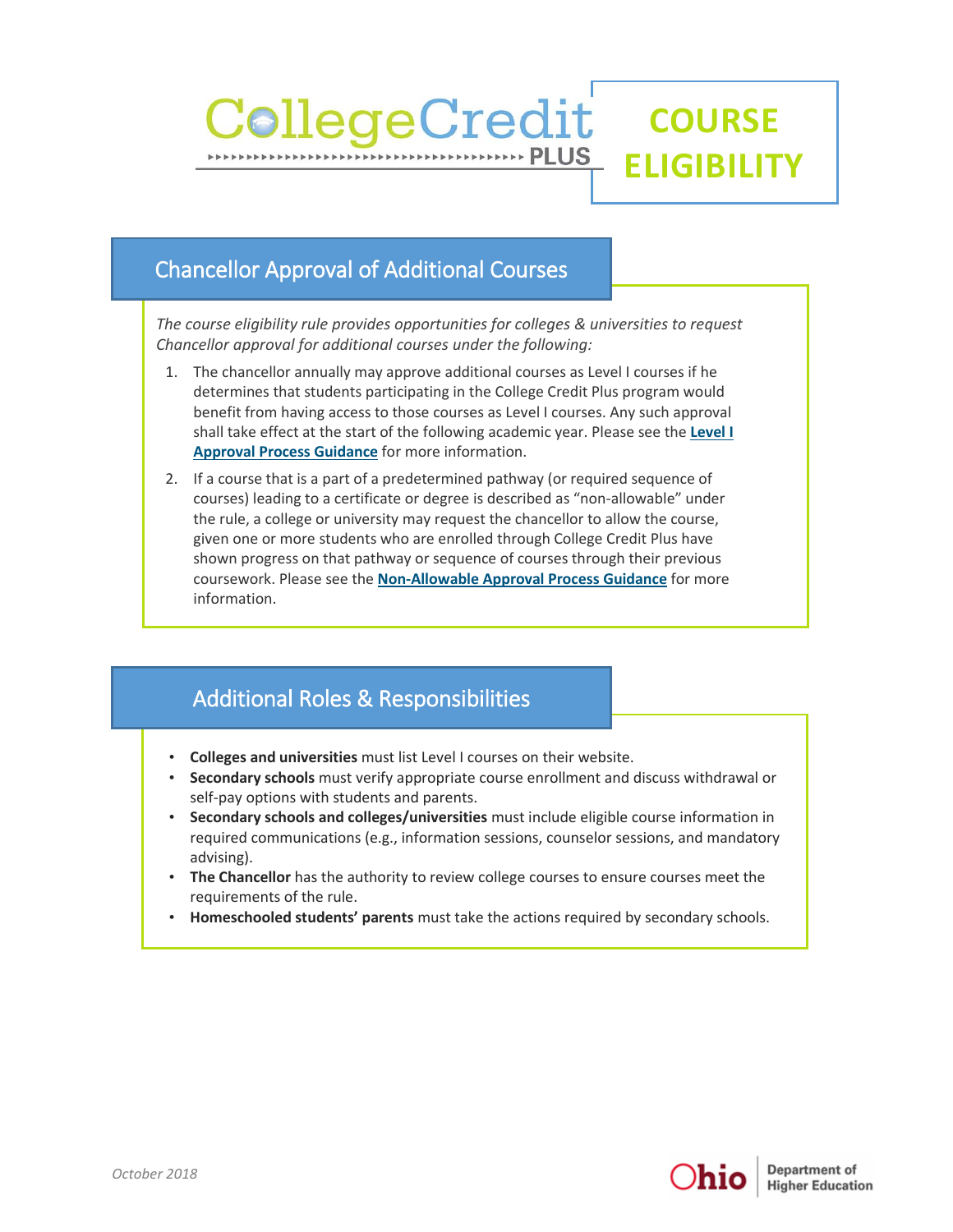# College Credit Plus — COURSE ELIGIBILITY

## Chancellor Approval of Additional Courses

*The course eligibility rule provides opportunities for colleges & universities to request Chancellor approval for additional courses under the following:*

1. The chancellor annually may approve additional courses as Level I courses if he determines that students participating in the College Credit Plus program would benefit from having access to those courses as Level I courses. Any such approval shall take effect at the start of the following academic year. Please see the **Level I Approval Process Guidance** for more information.
2. If a course that is a part of a predetermined pathway (or required sequence of courses) leading to a certificate or degree is described as "non-allowable" under the rule, a college or university may request the chancellor to allow the course, given one or more students who are enrolled through College Credit Plus have shown progress on that pathway or sequence of courses through their previous coursework. Please see the **Non-Allowable Approval Process Guidance** for more information.

## Additional Roles & Responsibilities

- **Colleges and universities** must list Level I courses on their website.
- **Secondary schools** must verify appropriate course enrollment and discuss withdrawal or self-pay options with students and parents.
- **Secondary schools and colleges/universities** must include eligible course information in required communications (e.g., information sessions, counselor sessions, and mandatory advising).
- **The Chancellor** has the authority to review college courses to ensure courses meet the requirements of the rule.
- **Homeschooled students' parents** must take the actions required by secondary schools.

*October 2018*

Ohio Department of Higher Education